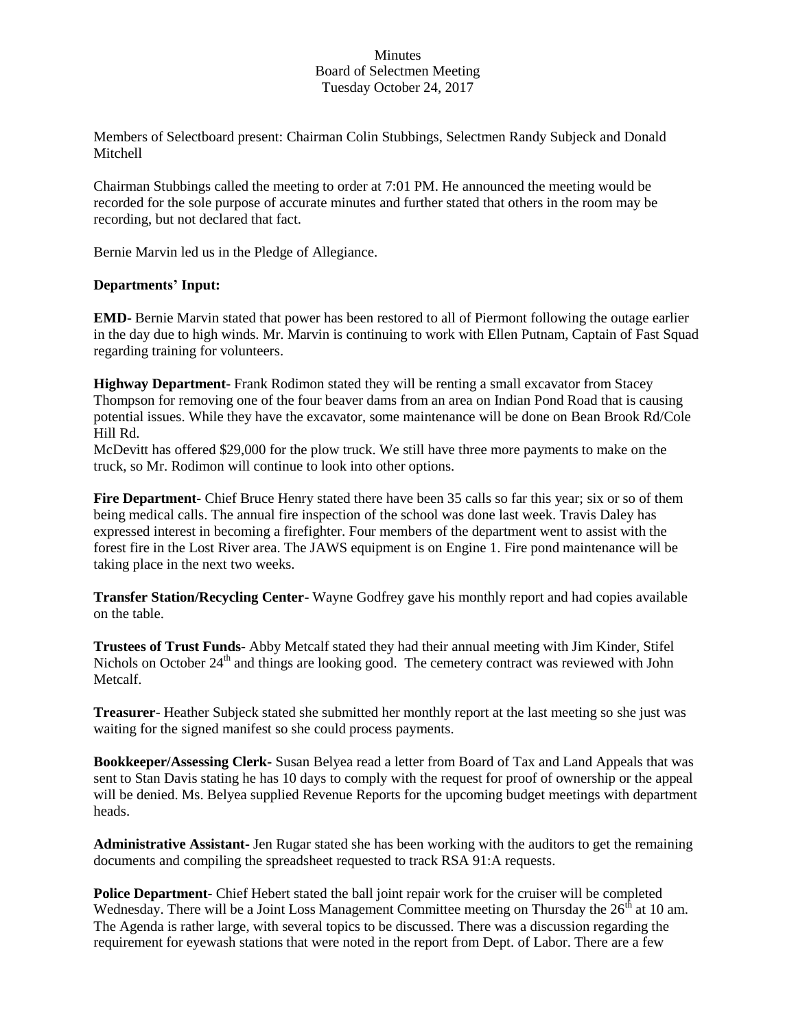Minutes
Board of Selectmen Meeting
Tuesday October 24, 2017

Members of Selectboard present: Chairman Colin Stubbings, Selectmen Randy Subjeck and Donald Mitchell

Chairman Stubbings called the meeting to order at 7:01 PM. He announced the meeting would be recorded for the sole purpose of accurate minutes and further stated that others in the room may be recording, but not declared that fact.

Bernie Marvin led us in the Pledge of Allegiance.

**Departments' Input:**

**EMD**- Bernie Marvin stated that power has been restored to all of Piermont following the outage earlier in the day due to high winds. Mr. Marvin is continuing to work with Ellen Putnam, Captain of Fast Squad regarding training for volunteers.

**Highway Department**- Frank Rodimon stated they will be renting a small excavator from Stacey Thompson for removing one of the four beaver dams from an area on Indian Pond Road that is causing potential issues. While they have the excavator, some maintenance will be done on Bean Brook Rd/Cole Hill Rd.

McDevitt has offered $29,000 for the plow truck. We still have three more payments to make on the truck, so Mr. Rodimon will continue to look into other options.

**Fire Department**- Chief Bruce Henry stated there have been 35 calls so far this year; six or so of them being medical calls. The annual fire inspection of the school was done last week. Travis Daley has expressed interest in becoming a firefighter. Four members of the department went to assist with the forest fire in the Lost River area. The JAWS equipment is on Engine 1. Fire pond maintenance will be taking place in the next two weeks.

**Transfer Station/Recycling Center**- Wayne Godfrey gave his monthly report and had copies available on the table.

**Trustees of Trust Funds-** Abby Metcalf stated they had their annual meeting with Jim Kinder, Stifel Nichols on October 24th and things are looking good. The cemetery contract was reviewed with John Metcalf.

**Treasurer**- Heather Subjeck stated she submitted her monthly report at the last meeting so she just was waiting for the signed manifest so she could process payments.

**Bookkeeper/Assessing Clerk-** Susan Belyea read a letter from Board of Tax and Land Appeals that was sent to Stan Davis stating he has 10 days to comply with the request for proof of ownership or the appeal will be denied. Ms. Belyea supplied Revenue Reports for the upcoming budget meetings with department heads.

**Administrative Assistant-** Jen Rugar stated she has been working with the auditors to get the remaining documents and compiling the spreadsheet requested to track RSA 91:A requests.

**Police Department-** Chief Hebert stated the ball joint repair work for the cruiser will be completed Wednesday. There will be a Joint Loss Management Committee meeting on Thursday the 26th at 10 am. The Agenda is rather large, with several topics to be discussed. There was a discussion regarding the requirement for eyewash stations that were noted in the report from Dept. of Labor. There are a few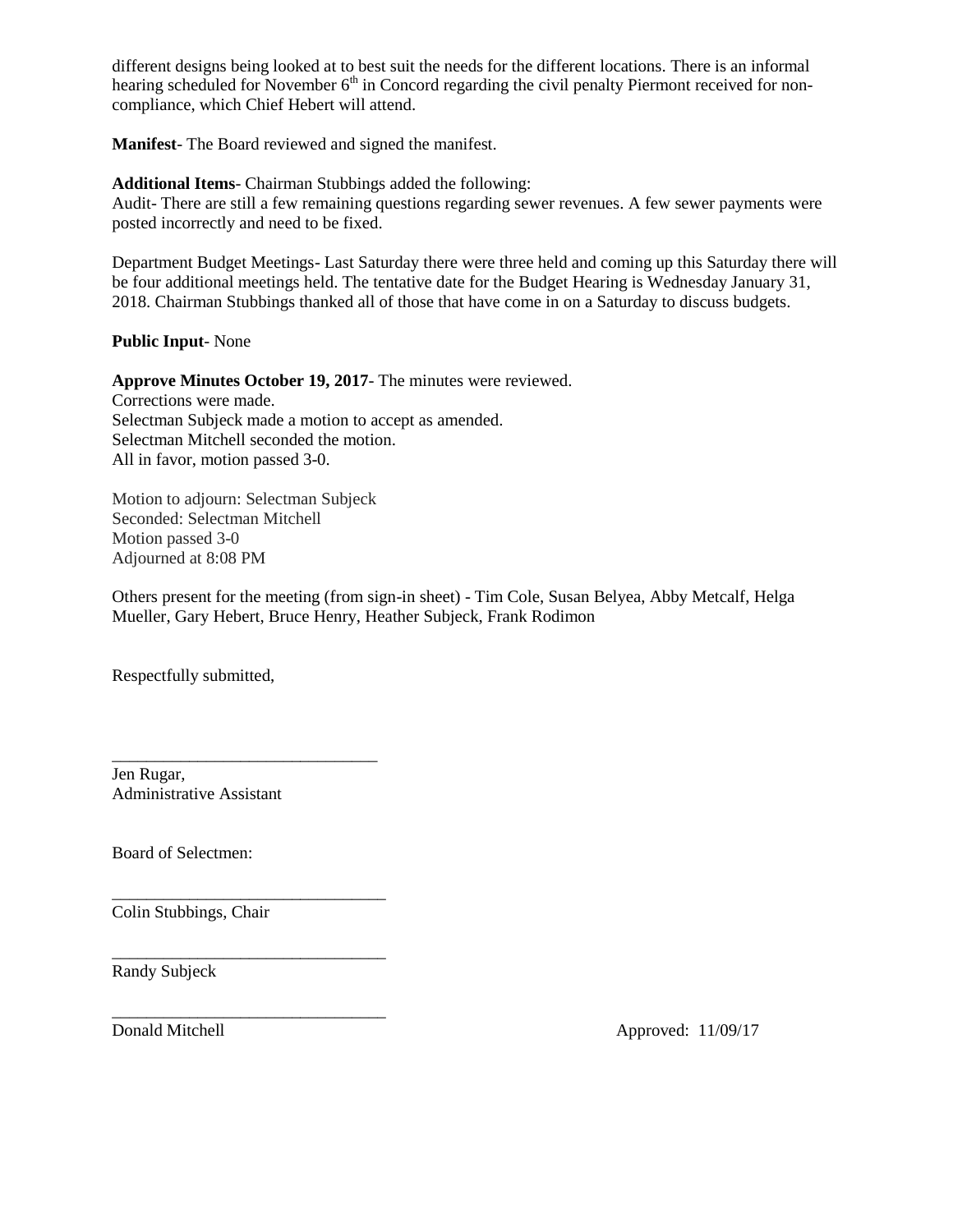different designs being looked at to best suit the needs for the different locations. There is an informal hearing scheduled for November 6th in Concord regarding the civil penalty Piermont received for non-compliance, which Chief Hebert will attend.

**Manifest**- The Board reviewed and signed the manifest.

**Additional Items**- Chairman Stubbings added the following:
Audit- There are still a few remaining questions regarding sewer revenues. A few sewer payments were posted incorrectly and need to be fixed.

Department Budget Meetings- Last Saturday there were three held and coming up this Saturday there will be four additional meetings held. The tentative date for the Budget Hearing is Wednesday January 31, 2018. Chairman Stubbings thanked all of those that have come in on a Saturday to discuss budgets.

**Public Input**- None

**Approve Minutes October 19, 2017**- The minutes were reviewed.
Corrections were made.
Selectman Subjeck made a motion to accept as amended.
Selectman Mitchell seconded the motion.
All in favor, motion passed 3-0.

Motion to adjourn: Selectman Subjeck
Seconded: Selectman Mitchell
Motion passed 3-0
Adjourned at 8:08 PM

Others present for the meeting (from sign-in sheet) - Tim Cole, Susan Belyea, Abby Metcalf, Helga Mueller, Gary Hebert, Bruce Henry, Heather Subjeck, Frank Rodimon

Respectfully submitted,

_______________________________
Jen Rugar,
Administrative Assistant

Board of Selectmen:

_______________________________
Colin Stubbings, Chair

_______________________________
Randy Subjeck

_______________________________
Donald Mitchell

Approved: 11/09/17